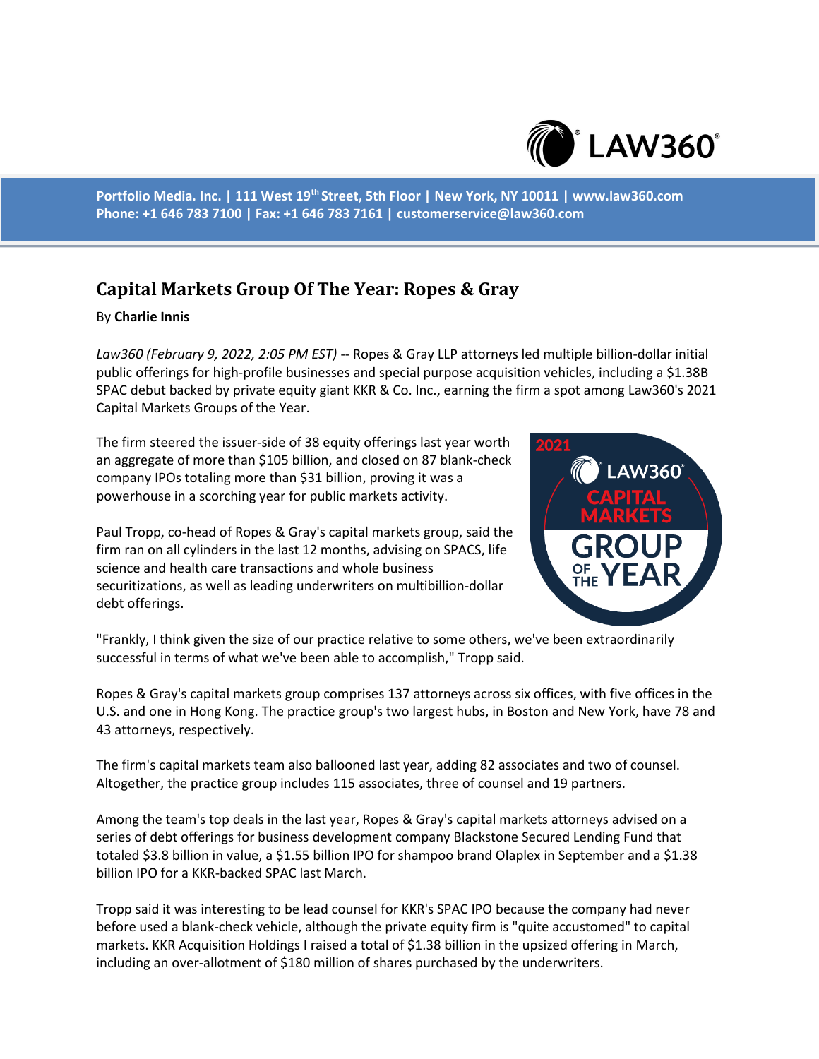Portfolio Media. Inc. | 111 West 19th Street, 5th Floor | New York, NY 10011 | www.law360.com
Phone: +1 646 783 7100 | Fax: +1 646 783 7161 | customerservice@law360.com

# Capital Markets Group Of The Year: Ropes & Gray

By **Charlie Innis**

*Law360 (February 9, 2022, 2:05 PM EST)* -- Ropes & Gray LLP attorneys led multiple billion-dollar initial public offerings for high-profile businesses and special purpose acquisition vehicles, including a $1.38B SPAC debut backed by private equity giant KKR & Co. Inc., earning the firm a spot among Law360's 2021 Capital Markets Groups of the Year.

The firm steered the issuer-side of 38 equity offerings last year worth an aggregate of more than $105 billion, and closed on 87 blank-check company IPOs totaling more than $31 billion, proving it was a powerhouse in a scorching year for public markets activity.

Paul Tropp, co-head of Ropes & Gray's capital markets group, said the firm ran on all cylinders in the last 12 months, advising on SPACS, life science and health care transactions and whole business securitizations, as well as leading underwriters on multibillion-dollar debt offerings.

"Frankly, I think given the size of our practice relative to some others, we've been extraordinarily successful in terms of what we've been able to accomplish," Tropp said.

Ropes & Gray's capital markets group comprises 137 attorneys across six offices, with five offices in the U.S. and one in Hong Kong. The practice group's two largest hubs, in Boston and New York, have 78 and 43 attorneys, respectively.

The firm's capital markets team also ballooned last year, adding 82 associates and two of counsel. Altogether, the practice group includes 115 associates, three of counsel and 19 partners.

Among the team's top deals in the last year, Ropes & Gray's capital markets attorneys advised on a series of debt offerings for business development company Blackstone Secured Lending Fund that totaled $3.8 billion in value, a $1.55 billion IPO for shampoo brand Olaplex in September and a $1.38 billion IPO for a KKR-backed SPAC last March.

Tropp said it was interesting to be lead counsel for KKR's SPAC IPO because the company had never before used a blank-check vehicle, although the private equity firm is "quite accustomed" to capital markets. KKR Acquisition Holdings I raised a total of $1.38 billion in the upsized offering in March, including an over-allotment of $180 million of shares purchased by the underwriters.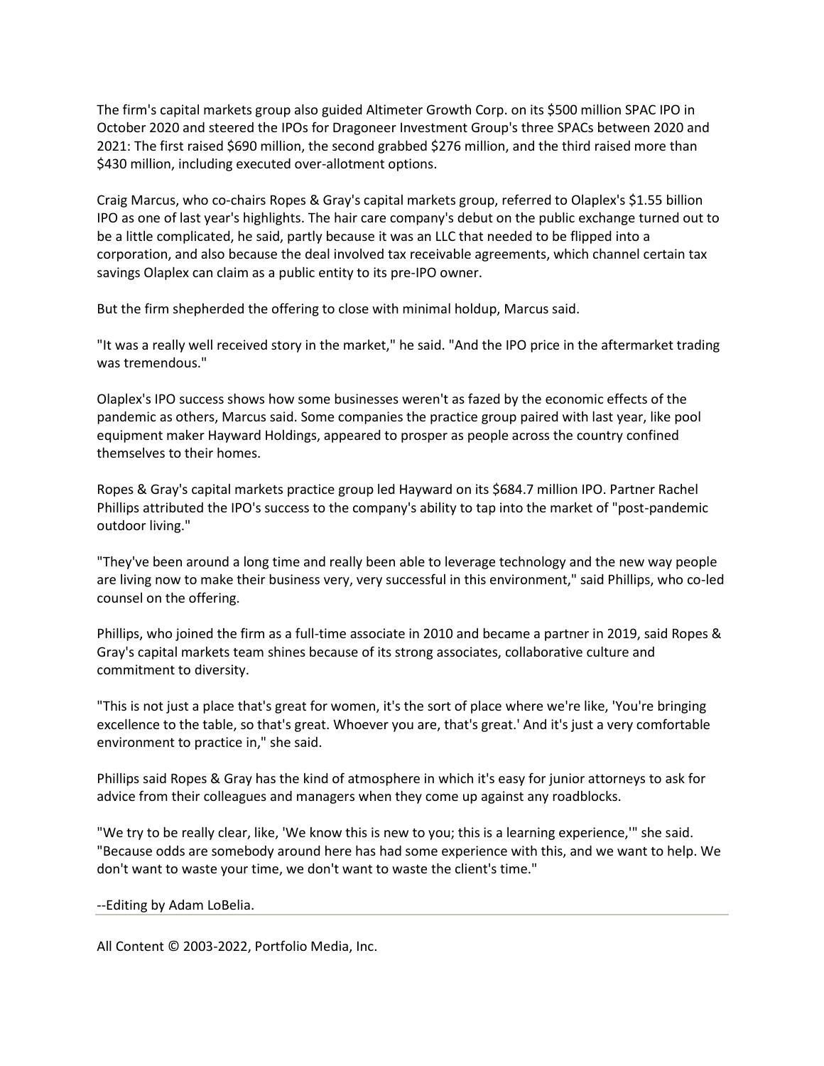The firm's capital markets group also guided Altimeter Growth Corp. on its $500 million SPAC IPO in October 2020 and steered the IPOs for Dragoneer Investment Group's three SPACs between 2020 and 2021: The first raised $690 million, the second grabbed $276 million, and the third raised more than $430 million, including executed over-allotment options.

Craig Marcus, who co-chairs Ropes & Gray's capital markets group, referred to Olaplex's $1.55 billion IPO as one of last year's highlights. The hair care company's debut on the public exchange turned out to be a little complicated, he said, partly because it was an LLC that needed to be flipped into a corporation, and also because the deal involved tax receivable agreements, which channel certain tax savings Olaplex can claim as a public entity to its pre-IPO owner.

But the firm shepherded the offering to close with minimal holdup, Marcus said.

"It was a really well received story in the market," he said. "And the IPO price in the aftermarket trading was tremendous."

Olaplex's IPO success shows how some businesses weren't as fazed by the economic effects of the pandemic as others, Marcus said. Some companies the practice group paired with last year, like pool equipment maker Hayward Holdings, appeared to prosper as people across the country confined themselves to their homes.

Ropes & Gray's capital markets practice group led Hayward on its $684.7 million IPO. Partner Rachel Phillips attributed the IPO's success to the company's ability to tap into the market of "post-pandemic outdoor living."

"They've been around a long time and really been able to leverage technology and the new way people are living now to make their business very, very successful in this environment," said Phillips, who co-led counsel on the offering.

Phillips, who joined the firm as a full-time associate in 2010 and became a partner in 2019, said Ropes & Gray's capital markets team shines because of its strong associates, collaborative culture and commitment to diversity.

"This is not just a place that's great for women, it's the sort of place where we're like, 'You're bringing excellence to the table, so that's great. Whoever you are, that's great.' And it's just a very comfortable environment to practice in," she said.

Phillips said Ropes & Gray has the kind of atmosphere in which it's easy for junior attorneys to ask for advice from their colleagues and managers when they come up against any roadblocks.

"We try to be really clear, like, 'We know this is new to you; this is a learning experience,'" she said. "Because odds are somebody around here has had some experience with this, and we want to help. We don't want to waste your time, we don't want to waste the client's time."

--Editing by Adam LoBelia.

---

All Content © 2003-2022, Portfolio Media, Inc.